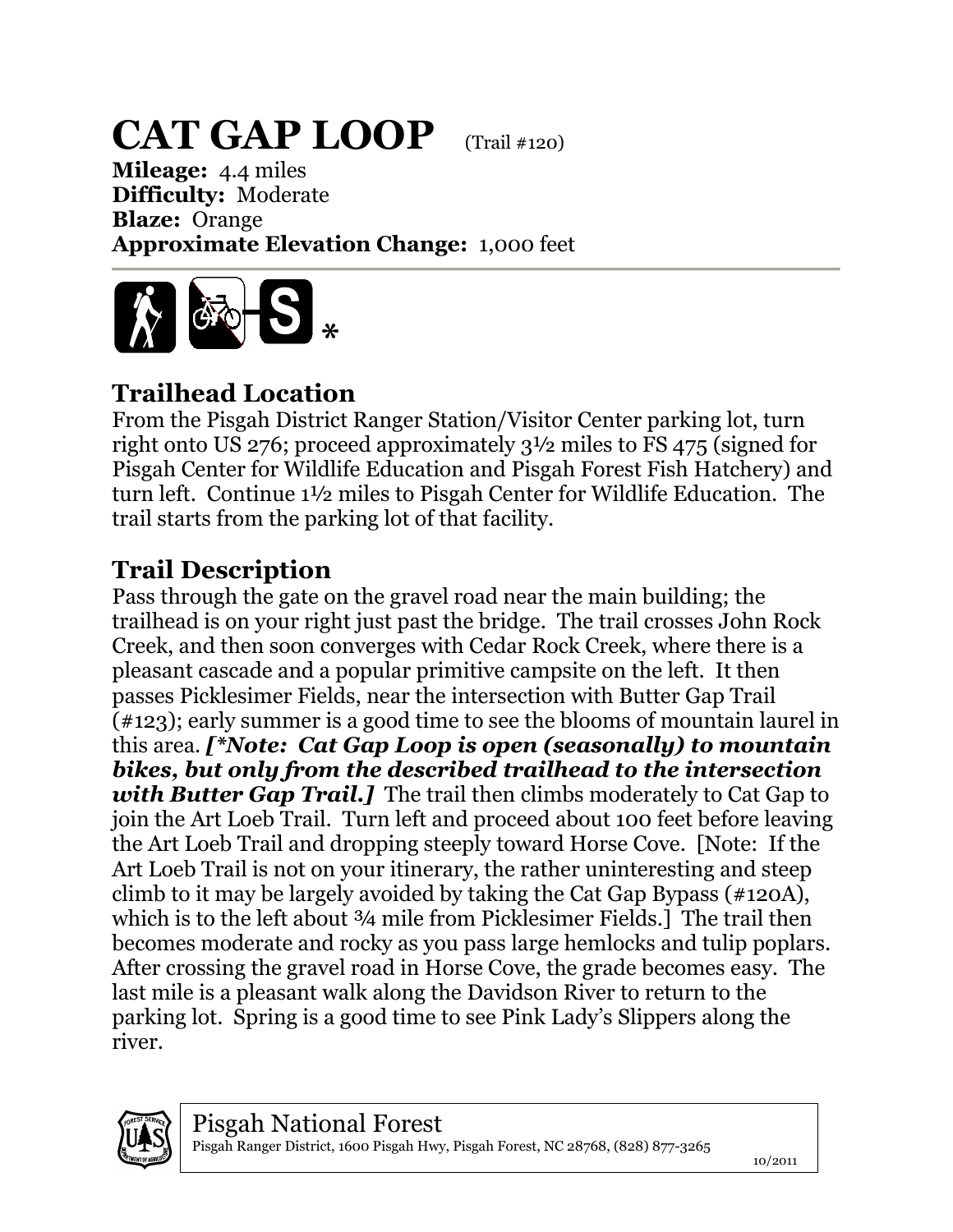# CAT GAP LOOP (Trail #120)

**Mileage:** 4.4 miles
**Difficulty:** Moderate
**Blaze:** Orange
**Approximate Elevation Change:** 1,000 feet

*

## Trailhead Location

From the Pisgah District Ranger Station/Visitor Center parking lot, turn right onto US 276; proceed approximately 3½ miles to FS 475 (signed for Pisgah Center for Wildlife Education and Pisgah Forest Fish Hatchery) and turn left. Continue 1½ miles to Pisgah Center for Wildlife Education. The trail starts from the parking lot of that facility.

## Trail Description

Pass through the gate on the gravel road near the main building; the trailhead is on your right just past the bridge. The trail crosses John Rock Creek, and then soon converges with Cedar Rock Creek, where there is a pleasant cascade and a popular primitive campsite on the left. It then passes Picklesimer Fields, near the intersection with Butter Gap Trail (#123); early summer is a good time to see the blooms of mountain laurel in this area. ***[*Note: Cat Gap Loop is open (seasonally) to mountain bikes, but only from the described trailhead to the intersection with Butter Gap Trail.]*** The trail then climbs moderately to Cat Gap to join the Art Loeb Trail. Turn left and proceed about 100 feet before leaving the Art Loeb Trail and dropping steeply toward Horse Cove. [Note: If the Art Loeb Trail is not on your itinerary, the rather uninteresting and steep climb to it may be largely avoided by taking the Cat Gap Bypass (#120A), which is to the left about ¾ mile from Picklesimer Fields.] The trail then becomes moderate and rocky as you pass large hemlocks and tulip poplars. After crossing the gravel road in Horse Cove, the grade becomes easy. The last mile is a pleasant walk along the Davidson River to return to the parking lot. Spring is a good time to see Pink Lady's Slippers along the river.

Pisgah National Forest
Pisgah Ranger District, 1600 Pisgah Hwy, Pisgah Forest, NC 28768, (828) 877-3265
10/2011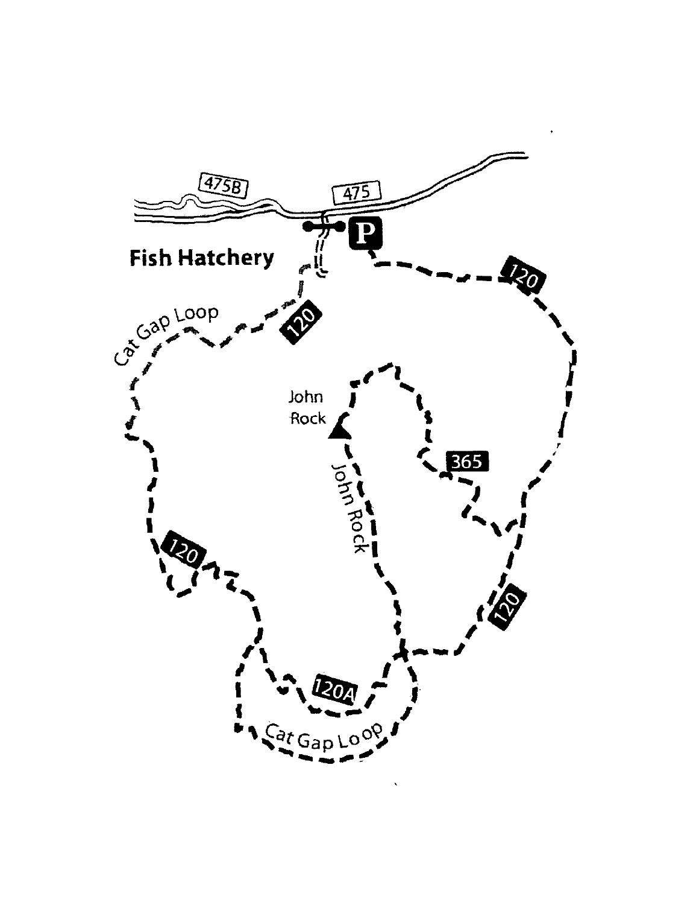475B

475

P

Fish Hatchery

120

Cat Gap Loop

120

John Rock

365

John Rock

120

120

120A

Cat Gap Loop